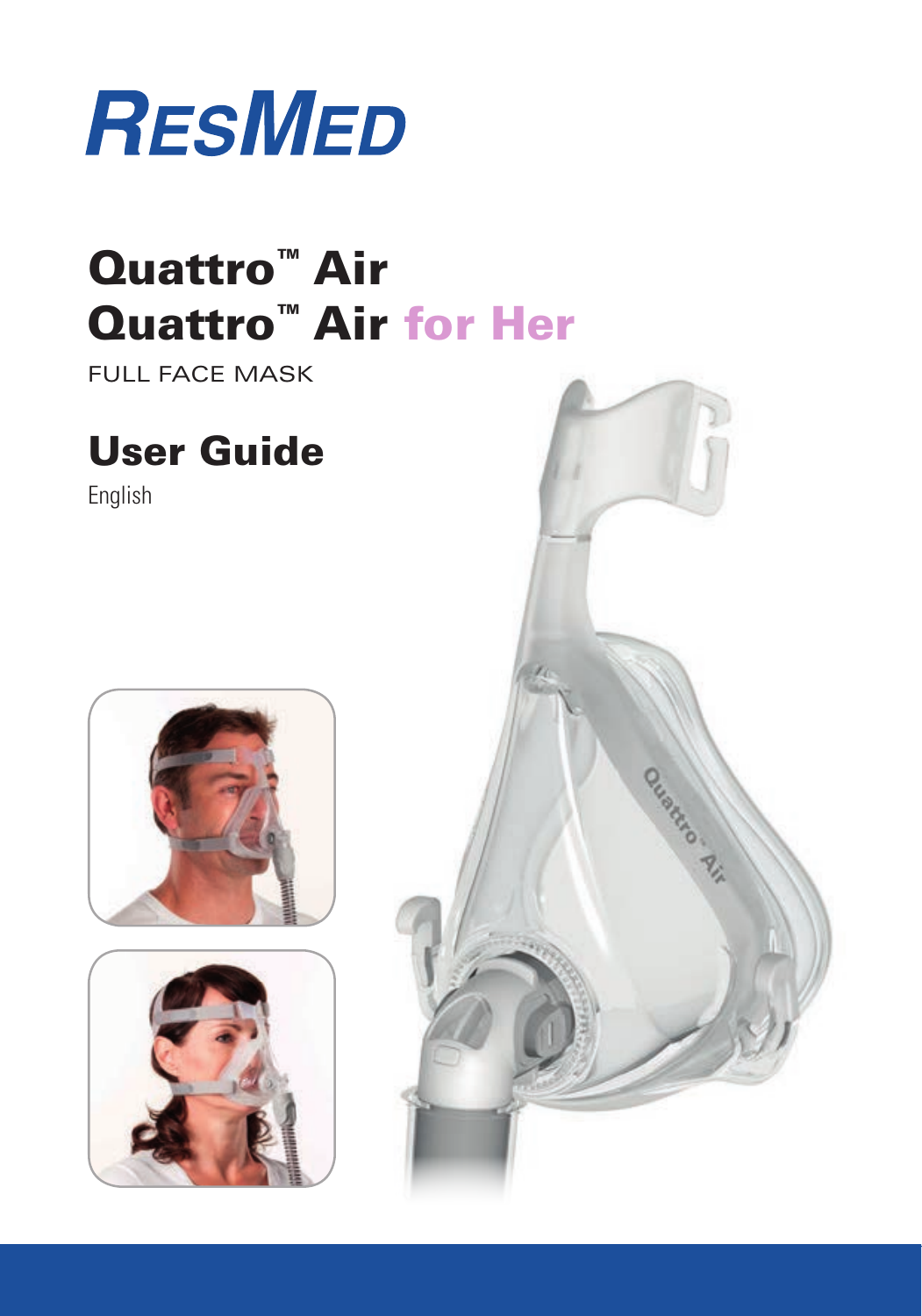RESMED

# Quattro™ Air
# Quattro™ Air for Her

FULL FACE MASK

## User Guide

English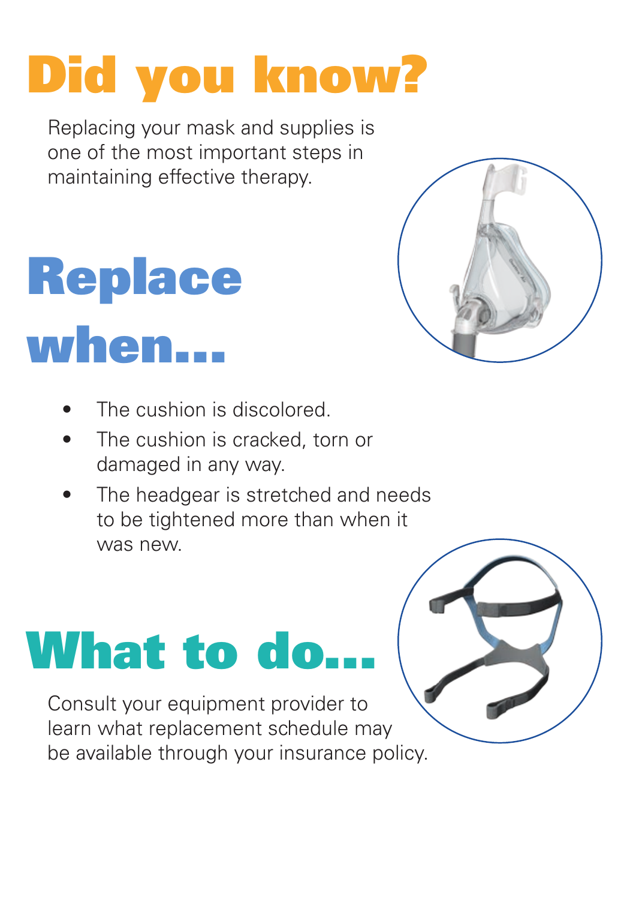# Did you know?

Replacing your mask and supplies is one of the most important steps in maintaining effective therapy.

# Replace when...

- The cushion is discolored.
- The cushion is cracked, torn or damaged in any way.
- The headgear is stretched and needs to be tightened more than when it was new.

# What to do...

Consult your equipment provider to learn what replacement schedule may be available through your insurance policy.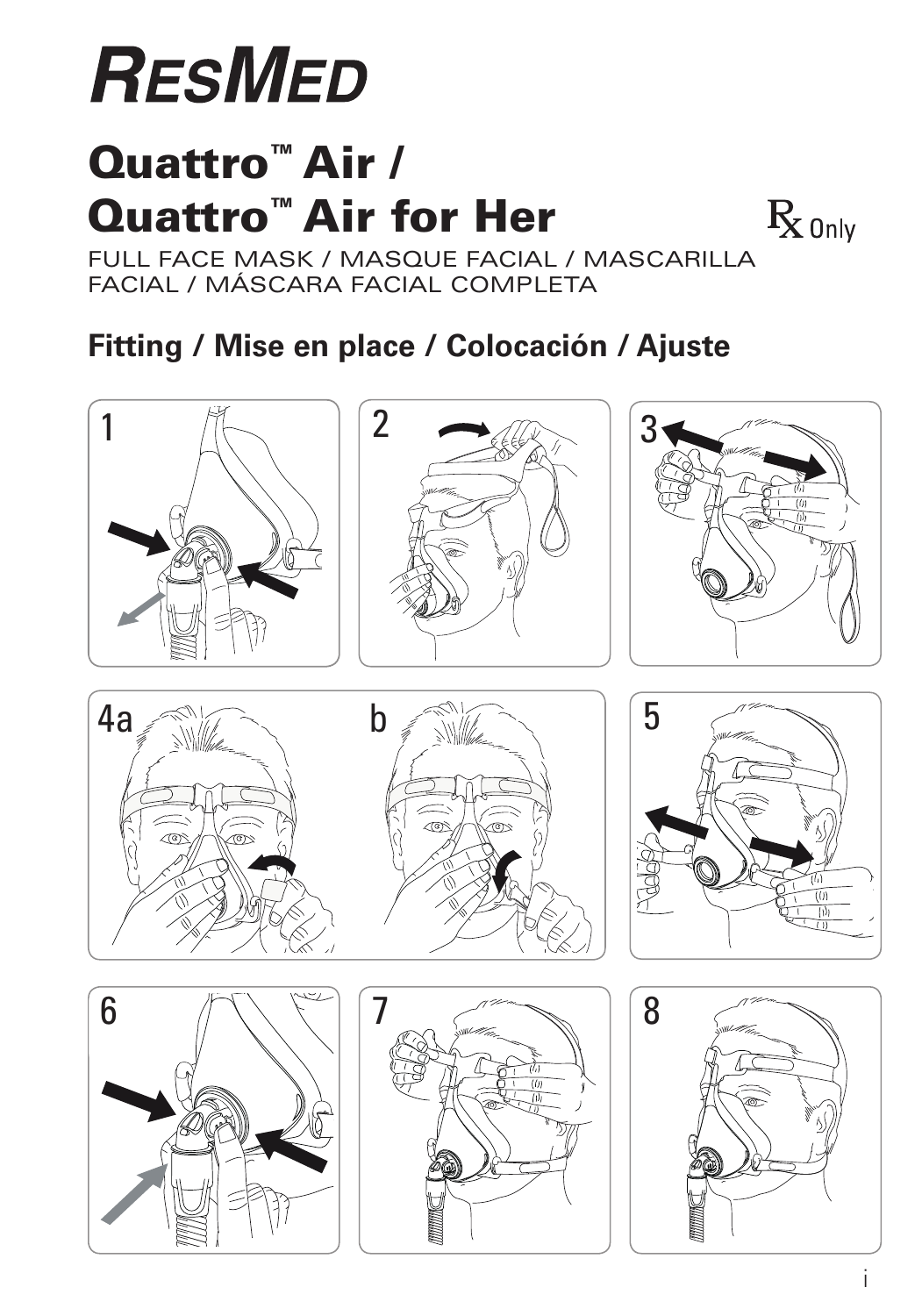# RESMED

## Quattro™ Air / Quattro™ Air for Her

Rx Only

FULL FACE MASK / MASQUE FACIAL / MASCARILLA FACIAL / MÁSCARA FACIAL COMPLETA

### Fitting / Mise en place / Colocación / Ajuste

1

2

3

4a

b

5

6

7

8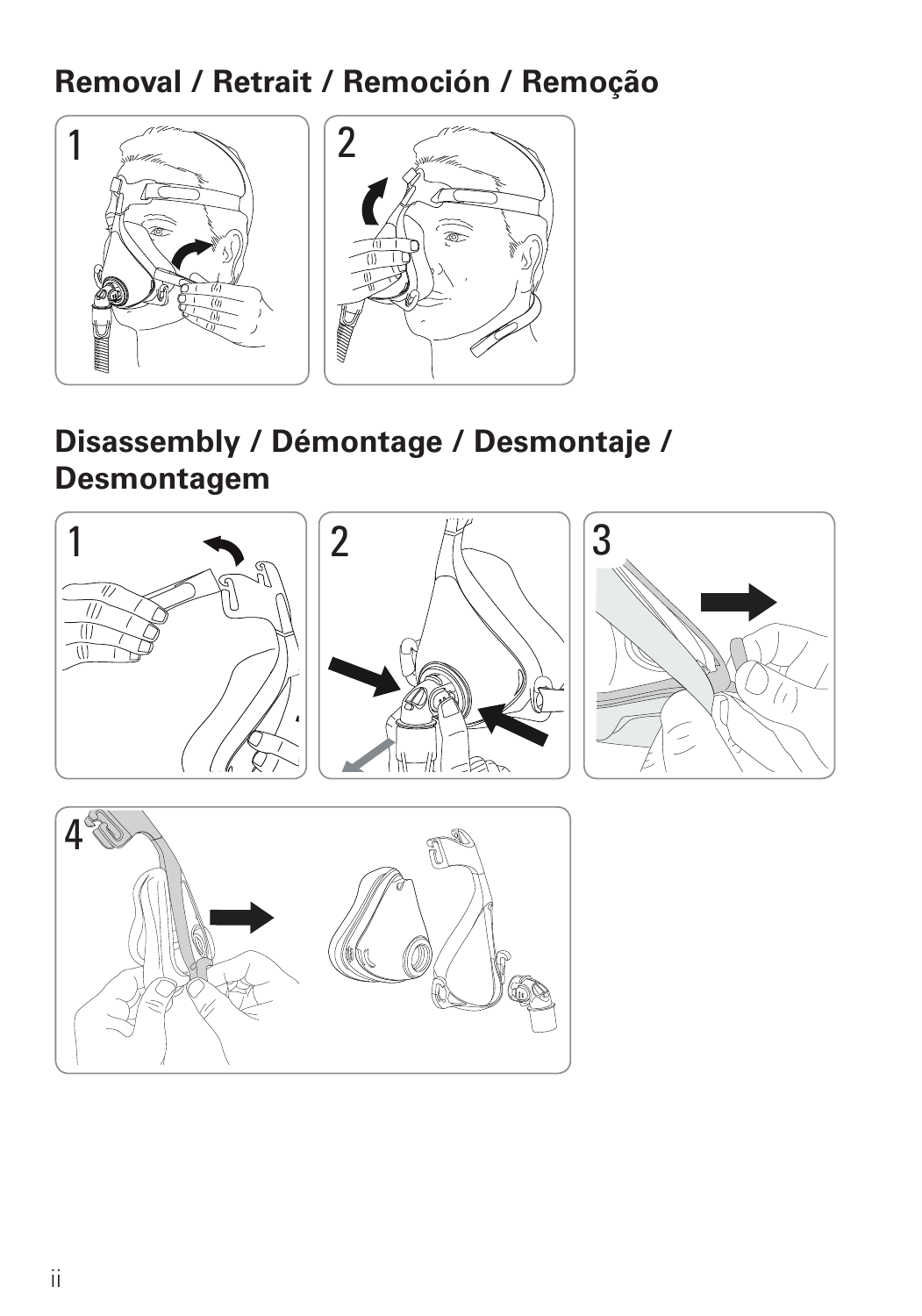## Removal / Retrait / Remoción / Remoção

1

2

## Disassembly / Démontage / Desmontaje / Desmontagem

1

2

3

4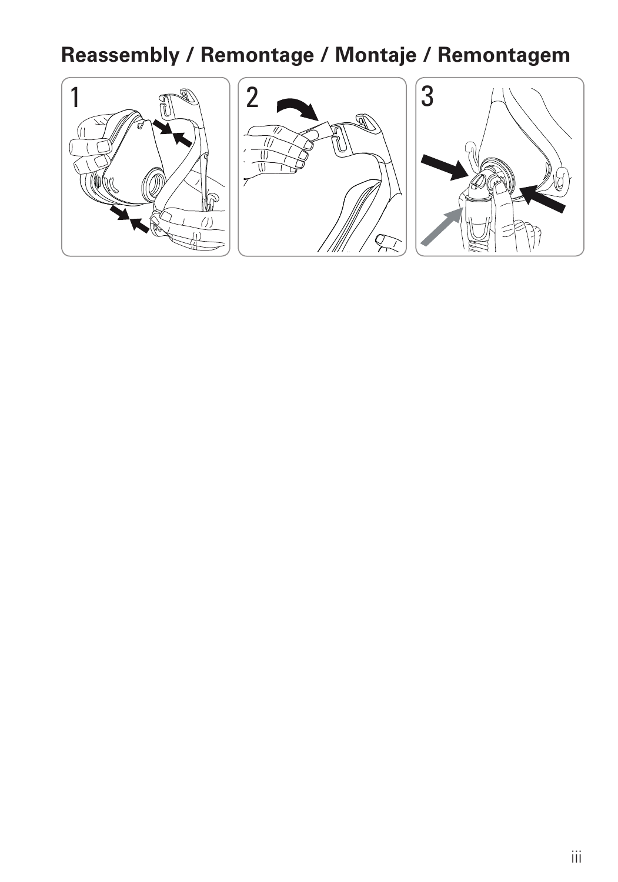## Reassembly / Remontage / Montaje / Remontagem

1

2

3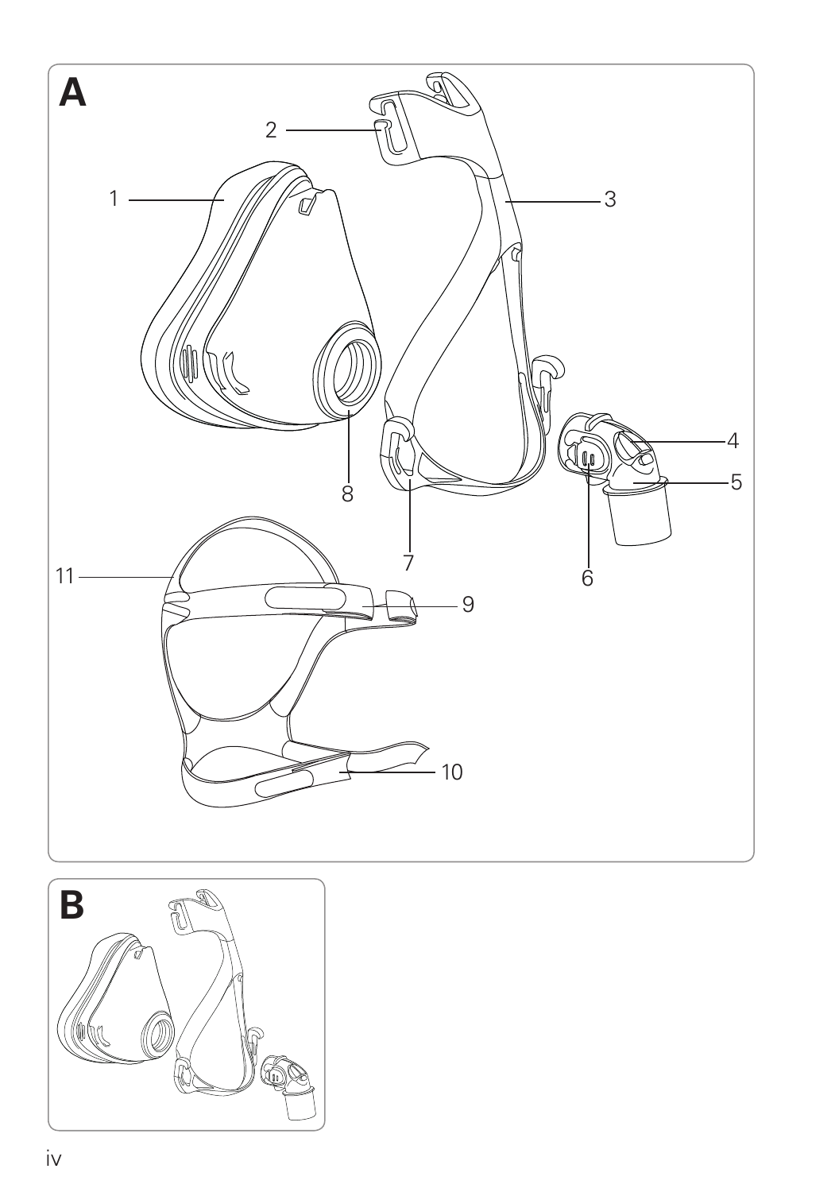**A**

1
2
3
4
5
6
7
8
9
10
11

**B**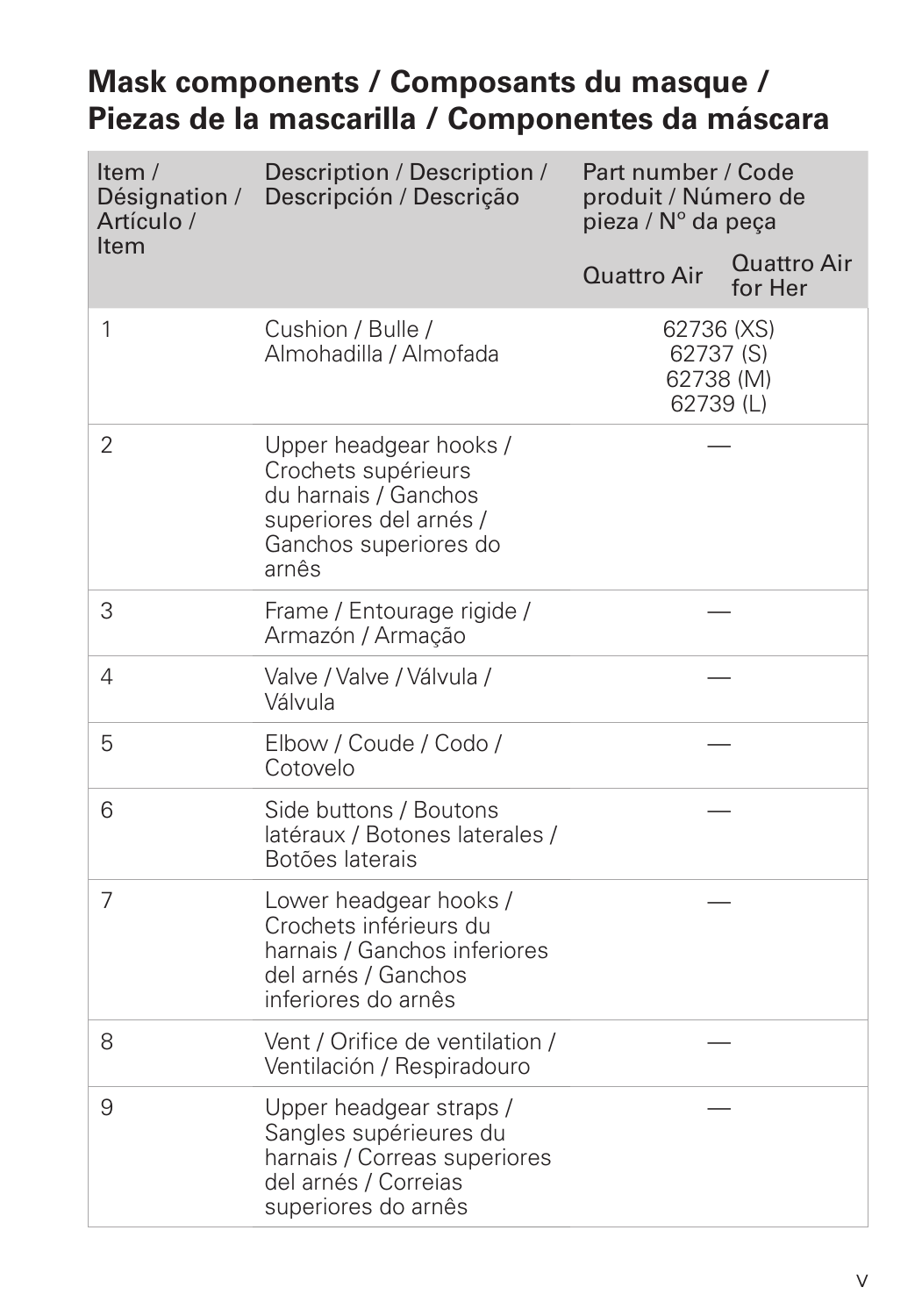## Mask components / Composants du masque / Piezas de la mascarilla / Componentes da máscara

| Item / Désignation / Artículo / Item | Description / Description / Descripción / Descrição | Part number / Code produit / Número de pieza / Nº da peça | |
|---|---|---|---|
| | | Quattro Air | Quattro Air for Her |
| 1 | Cushion / Bulle / Almohadilla / Almofada | 62736 (XS)<br>62737 (S)<br>62738 (M)<br>62739 (L) | |
| 2 | Upper headgear hooks / Crochets supérieurs du harnais / Ganchos superiores del arnés / Ganchos superiores do arnês | — | |
| 3 | Frame / Entourage rigide / Armazón / Armação | — | |
| 4 | Valve / Valve / Válvula / Válvula | — | |
| 5 | Elbow / Coude / Codo / Cotovelo | — | |
| 6 | Side buttons / Boutons latéraux / Botones laterales / Botões laterais | — | |
| 7 | Lower headgear hooks / Crochets inférieurs du harnais / Ganchos inferiores del arnés / Ganchos inferiores do arnês | — | |
| 8 | Vent / Orifice de ventilation / Ventilación / Respiradouro | — | |
| 9 | Upper headgear straps / Sangles supérieures du harnais / Correas superiores del arnés / Correias superiores do arnês | — | |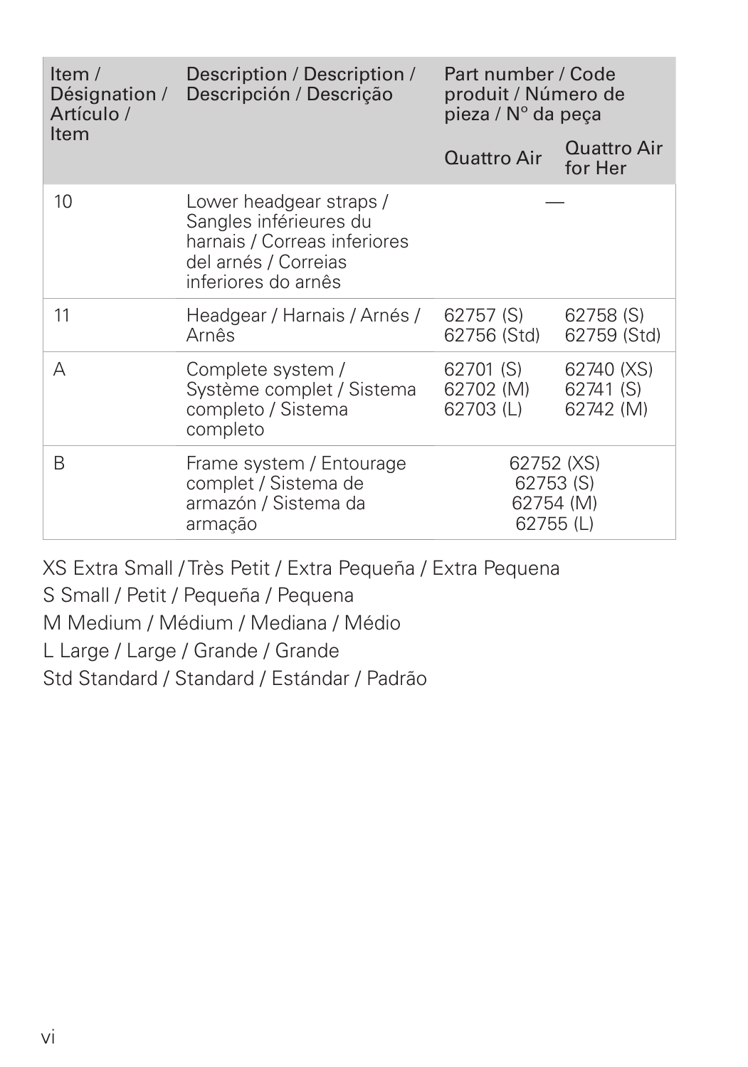| Item / Désignation / Artículo / Item | Description / Description / Descripción / Descrição | Part number / Code produit / Número de pieza / N° da peça | |
|---|---|---|---|
| | | Quattro Air | Quattro Air for Her |
| 10 | Lower headgear straps / Sangles inférieures du harnais / Correas inferiores del arnés / Correias inferiores do arnês | — | |
| 11 | Headgear / Harnais / Arnés / Arnês | 62757 (S)<br>62756 (Std) | 62758 (S)<br>62759 (Std) |
| A | Complete system / Système complet / Sistema completo / Sistema completo | 62701 (S)<br>62702 (M)<br>62703 (L) | 62740 (XS)<br>62741 (S)<br>62742 (M) |
| B | Frame system / Entourage complet / Sistema de armazón / Sistema da armação | 62752 (XS)<br>62753 (S)<br>62754 (M)<br>62755 (L) | |

XS Extra Small / Très Petit / Extra Pequeña / Extra Pequena

S Small / Petit / Pequeña / Pequena

M Medium / Médium / Mediana / Médio

L Large / Large / Grande / Grande

Std Standard / Standard / Estándar / Padrão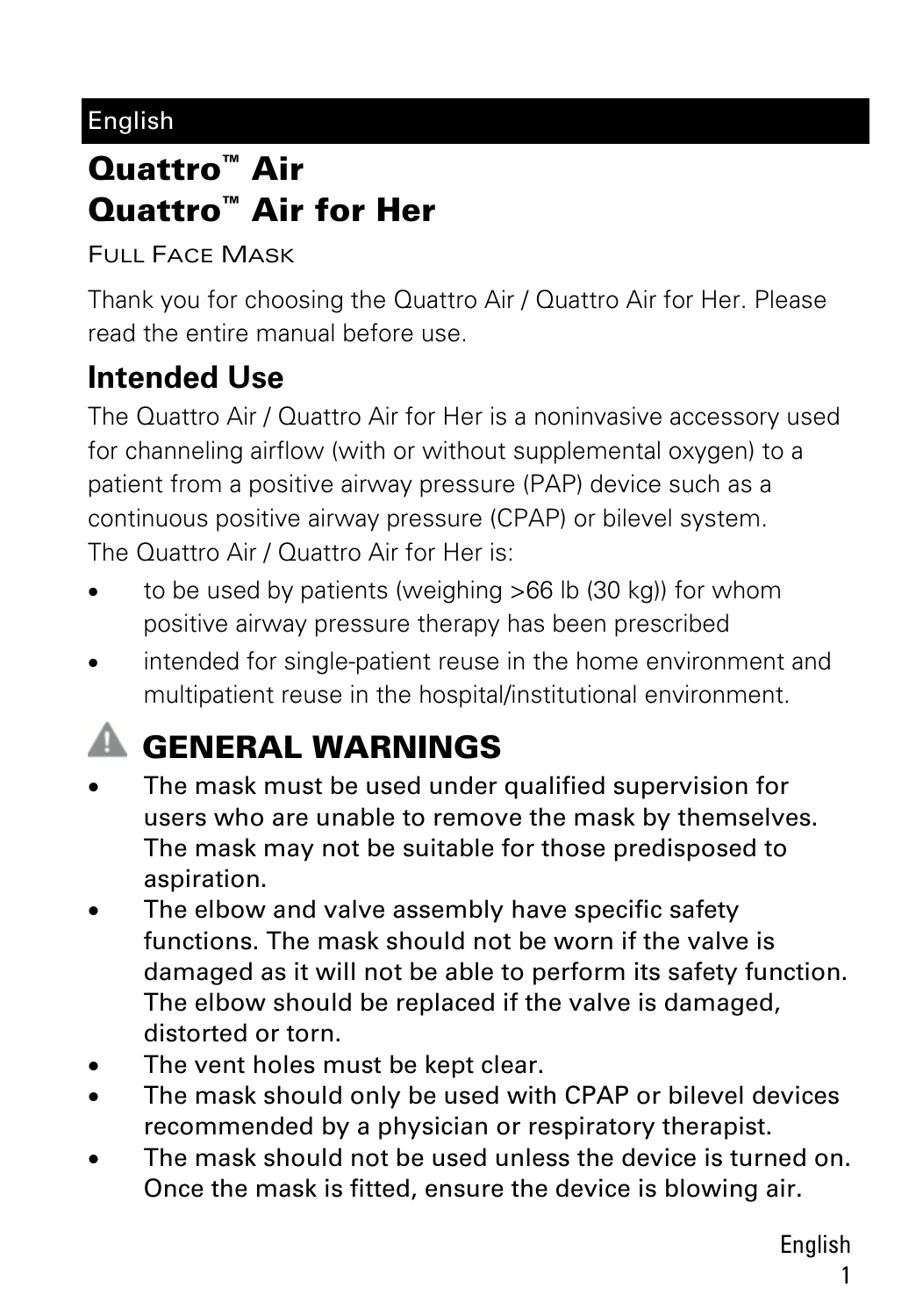English

# Quattro™ Air
# Quattro™ Air for Her

FULL FACE MASK

Thank you for choosing the Quattro Air / Quattro Air for Her. Please read the entire manual before use.

## Intended Use

The Quattro Air / Quattro Air for Her is a noninvasive accessory used for channeling airflow (with or without supplemental oxygen) to a patient from a positive airway pressure (PAP) device such as a continuous positive airway pressure (CPAP) or bilevel system.

The Quattro Air / Quattro Air for Her is:

- to be used by patients (weighing >66 lb (30 kg)) for whom positive airway pressure therapy has been prescribed
- intended for single-patient reuse in the home environment and multipatient reuse in the hospital/institutional environment.

## ⚠ GENERAL WARNINGS

- **The mask must be used under qualified supervision for users who are unable to remove the mask by themselves. The mask may not be suitable for those predisposed to aspiration.**
- **The elbow and valve assembly have specific safety functions. The mask should not be worn if the valve is damaged as it will not be able to perform its safety function. The elbow should be replaced if the valve is damaged, distorted or torn.**
- **The vent holes must be kept clear.**
- **The mask should only be used with CPAP or bilevel devices recommended by a physician or respiratory therapist.**
- **The mask should not be used unless the device is turned on. Once the mask is fitted, ensure the device is blowing air.**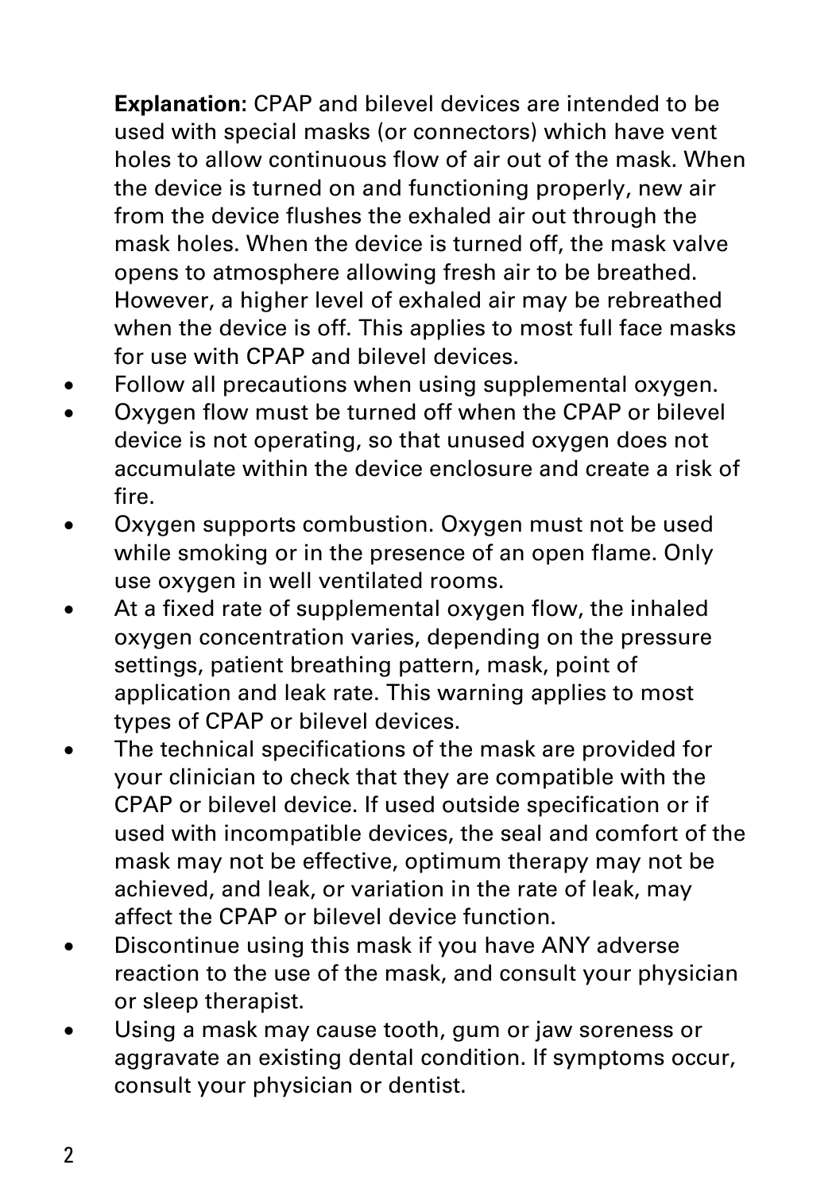**Explanation:** CPAP and bilevel devices are intended to be used with special masks (or connectors) which have vent holes to allow continuous flow of air out of the mask. When the device is turned on and functioning properly, new air from the device flushes the exhaled air out through the mask holes. When the device is turned off, the mask valve opens to atmosphere allowing fresh air to be breathed. However, a higher level of exhaled air may be rebreathed when the device is off. This applies to most full face masks for use with CPAP and bilevel devices.

- Follow all precautions when using supplemental oxygen.
- Oxygen flow must be turned off when the CPAP or bilevel device is not operating, so that unused oxygen does not accumulate within the device enclosure and create a risk of fire.
- Oxygen supports combustion. Oxygen must not be used while smoking or in the presence of an open flame. Only use oxygen in well ventilated rooms.
- At a fixed rate of supplemental oxygen flow, the inhaled oxygen concentration varies, depending on the pressure settings, patient breathing pattern, mask, point of application and leak rate. This warning applies to most types of CPAP or bilevel devices.
- The technical specifications of the mask are provided for your clinician to check that they are compatible with the CPAP or bilevel device. If used outside specification or if used with incompatible devices, the seal and comfort of the mask may not be effective, optimum therapy may not be achieved, and leak, or variation in the rate of leak, may affect the CPAP or bilevel device function.
- Discontinue using this mask if you have ANY adverse reaction to the use of the mask, and consult your physician or sleep therapist.
- Using a mask may cause tooth, gum or jaw soreness or aggravate an existing dental condition. If symptoms occur, consult your physician or dentist.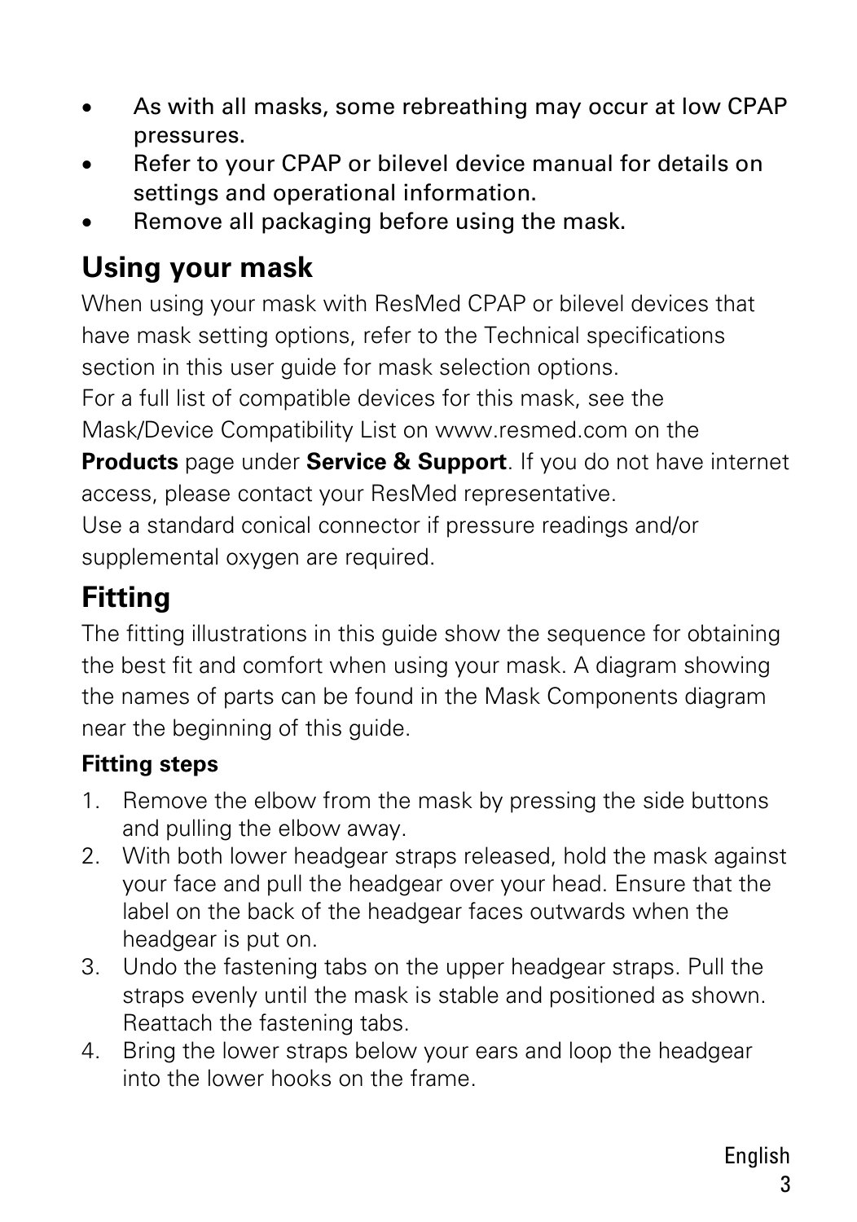- As with all masks, some rebreathing may occur at low CPAP pressures.
- Refer to your CPAP or bilevel device manual for details on settings and operational information.
- Remove all packaging before using the mask.

## Using your mask

When using your mask with ResMed CPAP or bilevel devices that have mask setting options, refer to the Technical specifications section in this user guide for mask selection options.

For a full list of compatible devices for this mask, see the Mask/Device Compatibility List on www.resmed.com on the **Products** page under **Service & Support**. If you do not have internet access, please contact your ResMed representative.

Use a standard conical connector if pressure readings and/or supplemental oxygen are required.

## Fitting

The fitting illustrations in this guide show the sequence for obtaining the best fit and comfort when using your mask. A diagram showing the names of parts can be found in the Mask Components diagram near the beginning of this guide.

### Fitting steps

1. Remove the elbow from the mask by pressing the side buttons and pulling the elbow away.
2. With both lower headgear straps released, hold the mask against your face and pull the headgear over your head. Ensure that the label on the back of the headgear faces outwards when the headgear is put on.
3. Undo the fastening tabs on the upper headgear straps. Pull the straps evenly until the mask is stable and positioned as shown. Reattach the fastening tabs.
4. Bring the lower straps below your ears and loop the headgear into the lower hooks on the frame.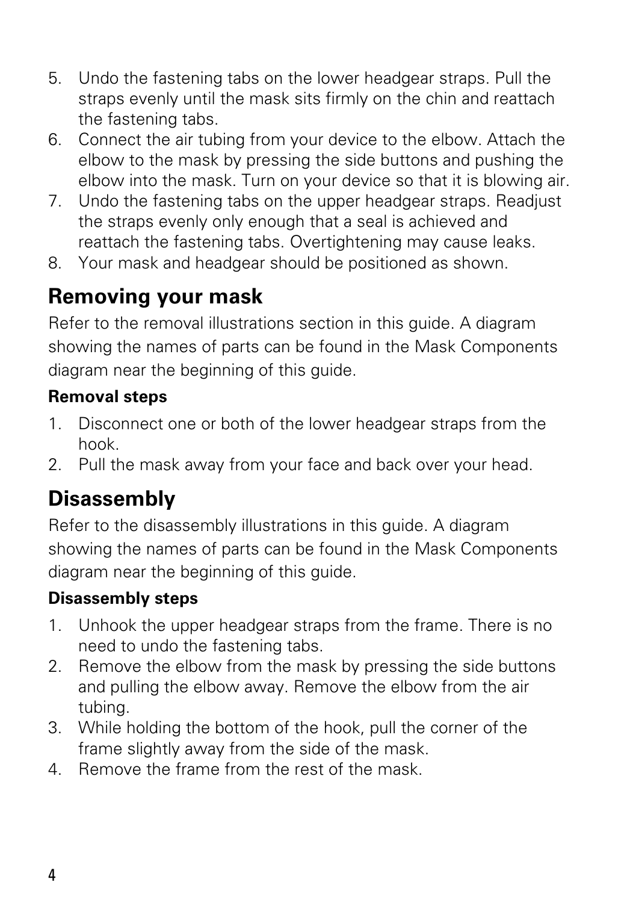5. Undo the fastening tabs on the lower headgear straps. Pull the straps evenly until the mask sits firmly on the chin and reattach the fastening tabs.
6. Connect the air tubing from your device to the elbow. Attach the elbow to the mask by pressing the side buttons and pushing the elbow into the mask. Turn on your device so that it is blowing air.
7. Undo the fastening tabs on the upper headgear straps. Readjust the straps evenly only enough that a seal is achieved and reattach the fastening tabs. Overtightening may cause leaks.
8. Your mask and headgear should be positioned as shown.

## Removing your mask

Refer to the removal illustrations section in this guide. A diagram showing the names of parts can be found in the Mask Components diagram near the beginning of this guide.

### Removal steps

1. Disconnect one or both of the lower headgear straps from the hook.
2. Pull the mask away from your face and back over your head.

## Disassembly

Refer to the disassembly illustrations in this guide. A diagram showing the names of parts can be found in the Mask Components diagram near the beginning of this guide.

### Disassembly steps

1. Unhook the upper headgear straps from the frame. There is no need to undo the fastening tabs.
2. Remove the elbow from the mask by pressing the side buttons and pulling the elbow away. Remove the elbow from the air tubing.
3. While holding the bottom of the hook, pull the corner of the frame slightly away from the side of the mask.
4. Remove the frame from the rest of the mask.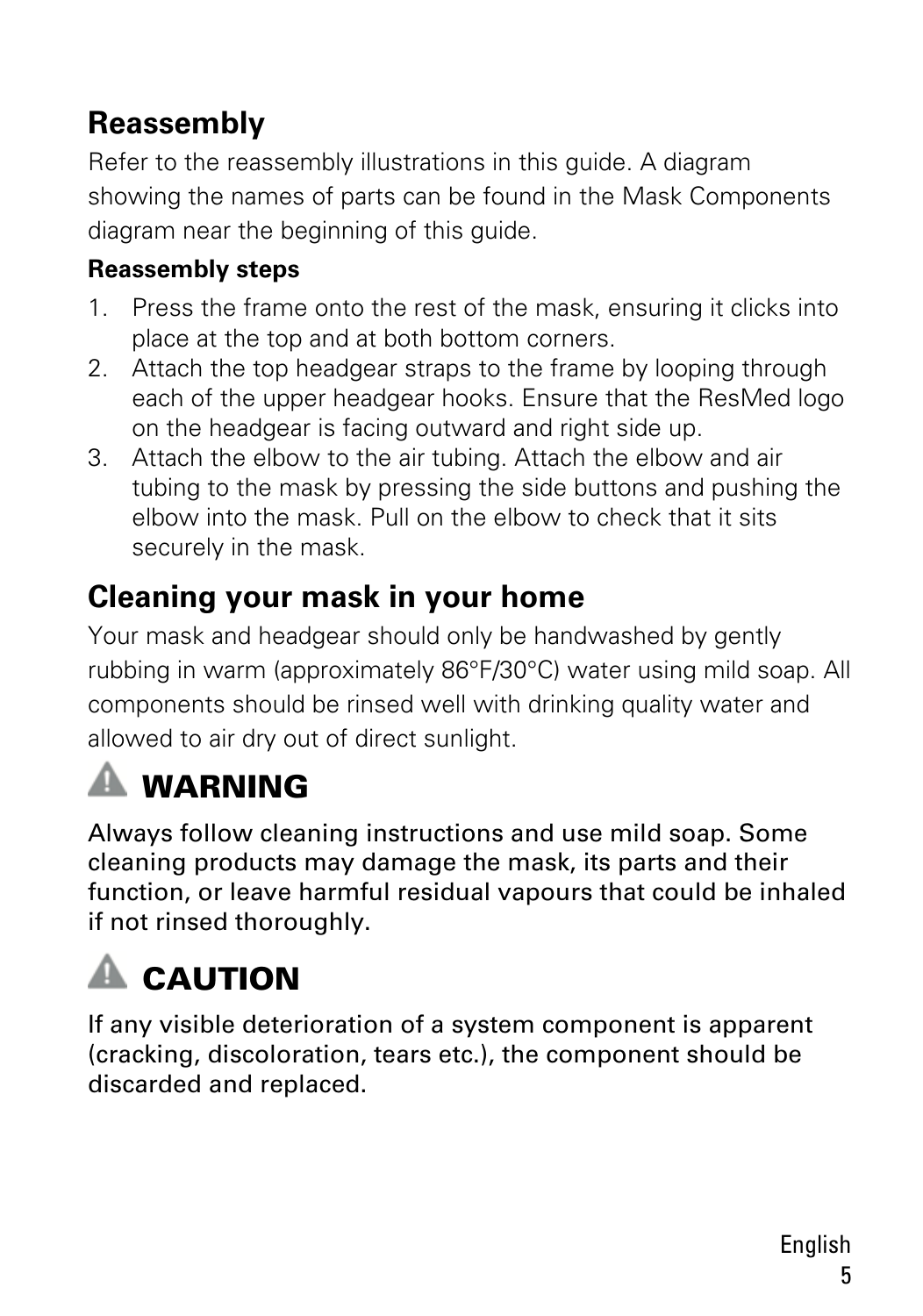## Reassembly

Refer to the reassembly illustrations in this guide. A diagram showing the names of parts can be found in the Mask Components diagram near the beginning of this guide.

**Reassembly steps**

1. Press the frame onto the rest of the mask, ensuring it clicks into place at the top and at both bottom corners.
2. Attach the top headgear straps to the frame by looping through each of the upper headgear hooks. Ensure that the ResMed logo on the headgear is facing outward and right side up.
3. Attach the elbow to the air tubing. Attach the elbow and air tubing to the mask by pressing the side buttons and pushing the elbow into the mask. Pull on the elbow to check that it sits securely in the mask.

## Cleaning your mask in your home

Your mask and headgear should only be handwashed by gently rubbing in warm (approximately 86°F/30°C) water using mild soap. All components should be rinsed well with drinking quality water and allowed to air dry out of direct sunlight.

### ⚠ WARNING

Always follow cleaning instructions and use mild soap. Some cleaning products may damage the mask, its parts and their function, or leave harmful residual vapours that could be inhaled if not rinsed thoroughly.

### ⚠ CAUTION

If any visible deterioration of a system component is apparent (cracking, discoloration, tears etc.), the component should be discarded and replaced.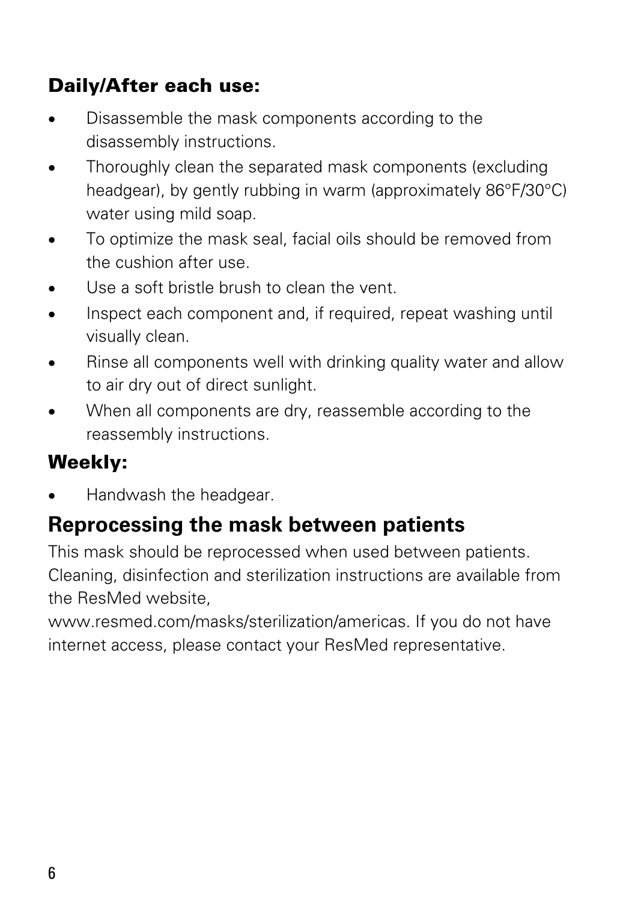### Daily/After each use:

- Disassemble the mask components according to the disassembly instructions.
- Thoroughly clean the separated mask components (excluding headgear), by gently rubbing in warm (approximately 86°F/30°C) water using mild soap.
- To optimize the mask seal, facial oils should be removed from the cushion after use.
- Use a soft bristle brush to clean the vent.
- Inspect each component and, if required, repeat washing until visually clean.
- Rinse all components well with drinking quality water and allow to air dry out of direct sunlight.
- When all components are dry, reassemble according to the reassembly instructions.

### Weekly:

- Handwash the headgear.

## Reprocessing the mask between patients

This mask should be reprocessed when used between patients. Cleaning, disinfection and sterilization instructions are available from the ResMed website, www.resmed.com/masks/sterilization/americas. If you do not have internet access, please contact your ResMed representative.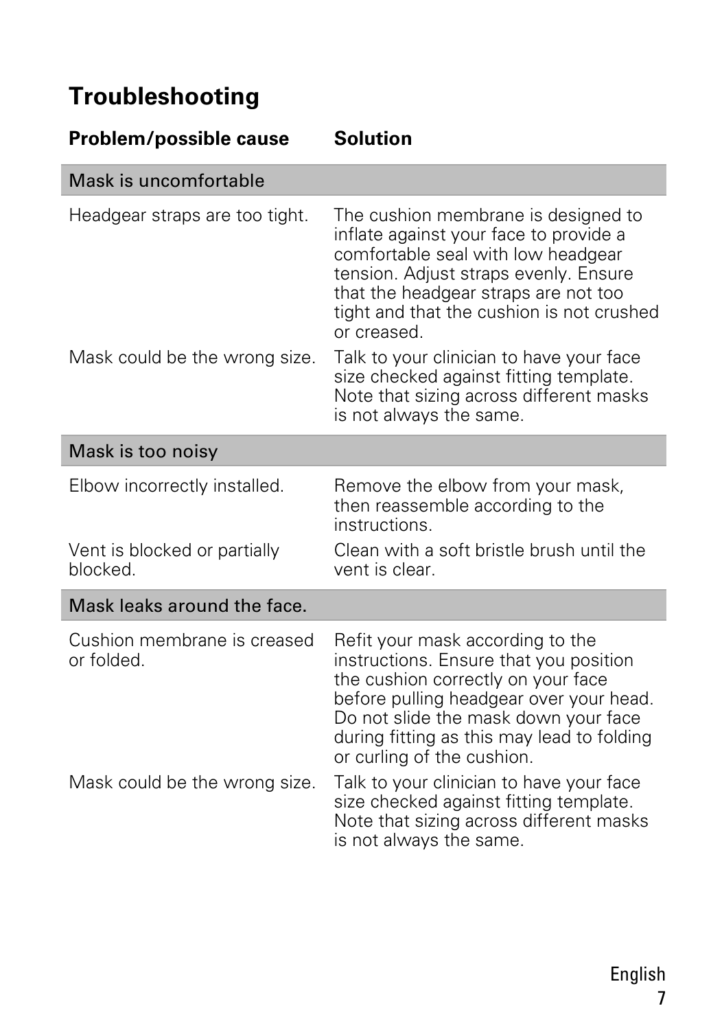## Troubleshooting

| Problem/possible cause | Solution |
| --- | --- |
| **Mask is uncomfortable** | |
| Headgear straps are too tight. | The cushion membrane is designed to inflate against your face to provide a comfortable seal with low headgear tension. Adjust straps evenly. Ensure that the headgear straps are not too tight and that the cushion is not crushed or creased. |
| Mask could be the wrong size. | Talk to your clinician to have your face size checked against fitting template. Note that sizing across different masks is not always the same. |
| **Mask is too noisy** | |
| Elbow incorrectly installed. | Remove the elbow from your mask, then reassemble according to the instructions. |
| Vent is blocked or partially blocked. | Clean with a soft bristle brush until the vent is clear. |
| **Mask leaks around the face.** | |
| Cushion membrane is creased or folded. | Refit your mask according to the instructions. Ensure that you position the cushion correctly on your face before pulling headgear over your head. Do not slide the mask down your face during fitting as this may lead to folding or curling of the cushion. |
| Mask could be the wrong size. | Talk to your clinician to have your face size checked against fitting template. Note that sizing across different masks is not always the same. |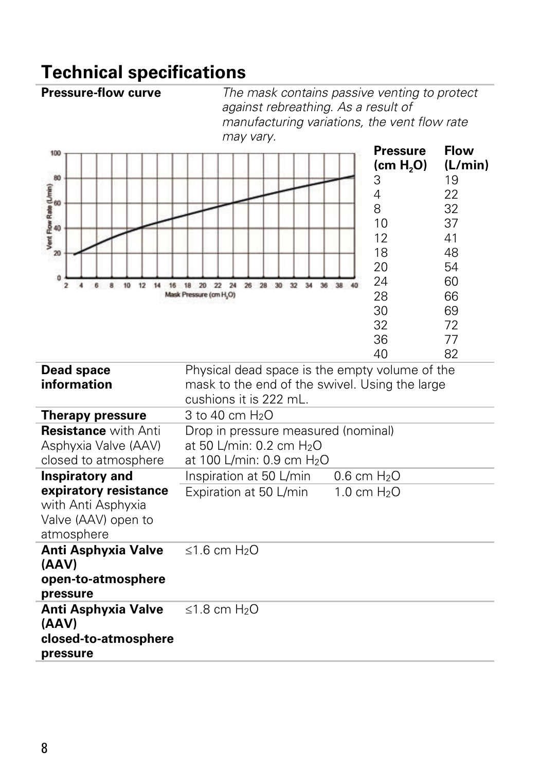# Technical specifications

**Pressure-flow curve**

*The mask contains passive venting to protect against rebreathing. As a result of manufacturing variations, the vent flow rate may vary.*

| Pressure (cm $H_2O$) | Flow (L/min) |
|---|---|
| 3 | 19 |
| 4 | 22 |
| 8 | 32 |
| 10 | 37 |
| 12 | 41 |
| 18 | 48 |
| 20 | 54 |
| 24 | 60 |
| 28 | 66 |
| 30 | 69 |
| 32 | 72 |
| 36 | 77 |
| 40 | 82 |

| | | |
|---|---|---|
| **Dead space information** | Physical dead space is the empty volume of the mask to the end of the swivel. Using the large cushions it is 222 mL. | |
| **Therapy pressure** | 3 to 40 cm $H_2O$ | |
| **Resistance** with Anti Asphyxia Valve (AAV) closed to atmosphere | Drop in pressure measured (nominal)<br>at 50 L/min: 0.2 cm $H_2O$<br>at 100 L/min: 0.9 cm $H_2O$ | |
| **Inspiratory and expiratory resistance** with Anti Asphyxia Valve (AAV) open to atmosphere | Inspiration at 50 L/min | 0.6 cm $H_2O$ |
| | Expiration at 50 L/min | 1.0 cm $H_2O$ |
| **Anti Asphyxia Valve (AAV) open-to-atmosphere pressure** | ≤1.6 cm $H_2O$ | |
| **Anti Asphyxia Valve (AAV) closed-to-atmosphere pressure** | ≤1.8 cm $H_2O$ | |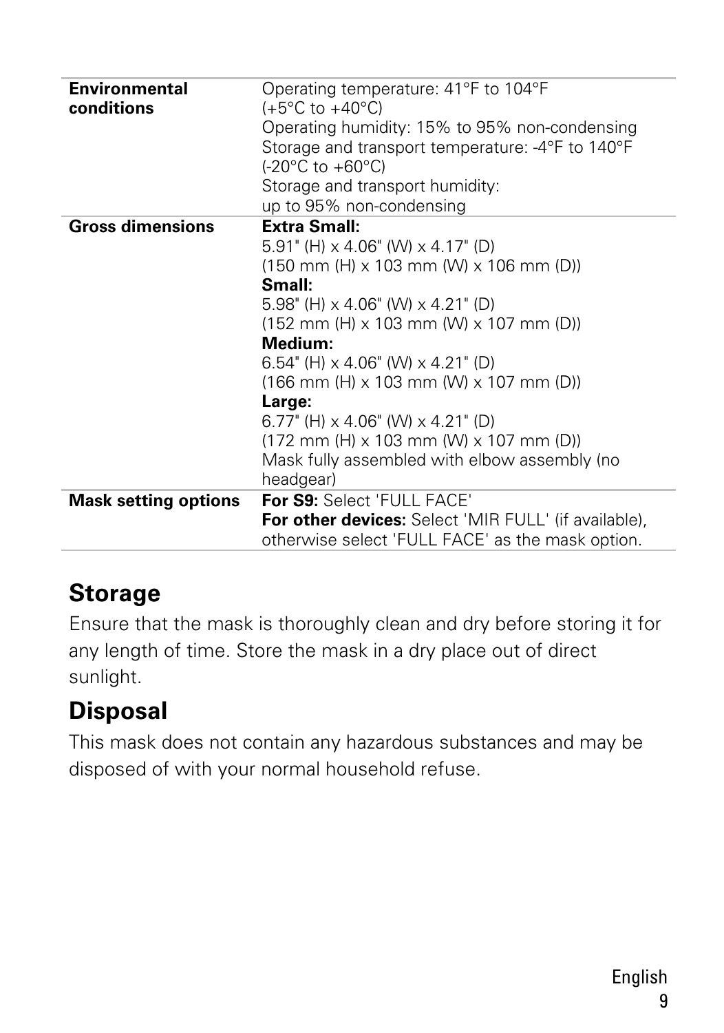| | |
|---|---|
| **Environmental conditions** | Operating temperature: 41°F to 104°F (+5°C to +40°C)<br>Operating humidity: 15% to 95% non-condensing<br>Storage and transport temperature: -4°F to 140°F (-20°C to +60°C)<br>Storage and transport humidity: up to 95% non-condensing |
| **Gross dimensions** | **Extra Small:**<br>5.91" (H) x 4.06" (W) x 4.17" (D)<br>(150 mm (H) x 103 mm (W) x 106 mm (D))<br>**Small:**<br>5.98" (H) x 4.06" (W) x 4.21" (D)<br>(152 mm (H) x 103 mm (W) x 107 mm (D))<br>**Medium:**<br>6.54" (H) x 4.06" (W) x 4.21" (D)<br>(166 mm (H) x 103 mm (W) x 107 mm (D))<br>**Large:**<br>6.77" (H) x 4.06" (W) x 4.21" (D)<br>(172 mm (H) x 103 mm (W) x 107 mm (D))<br>Mask fully assembled with elbow assembly (no headgear) |
| **Mask setting options** | **For S9:** Select 'FULL FACE'<br>**For other devices:** Select 'MIR FULL' (if available), otherwise select 'FULL FACE' as the mask option. |

## Storage

Ensure that the mask is thoroughly clean and dry before storing it for any length of time. Store the mask in a dry place out of direct sunlight.

## Disposal

This mask does not contain any hazardous substances and may be disposed of with your normal household refuse.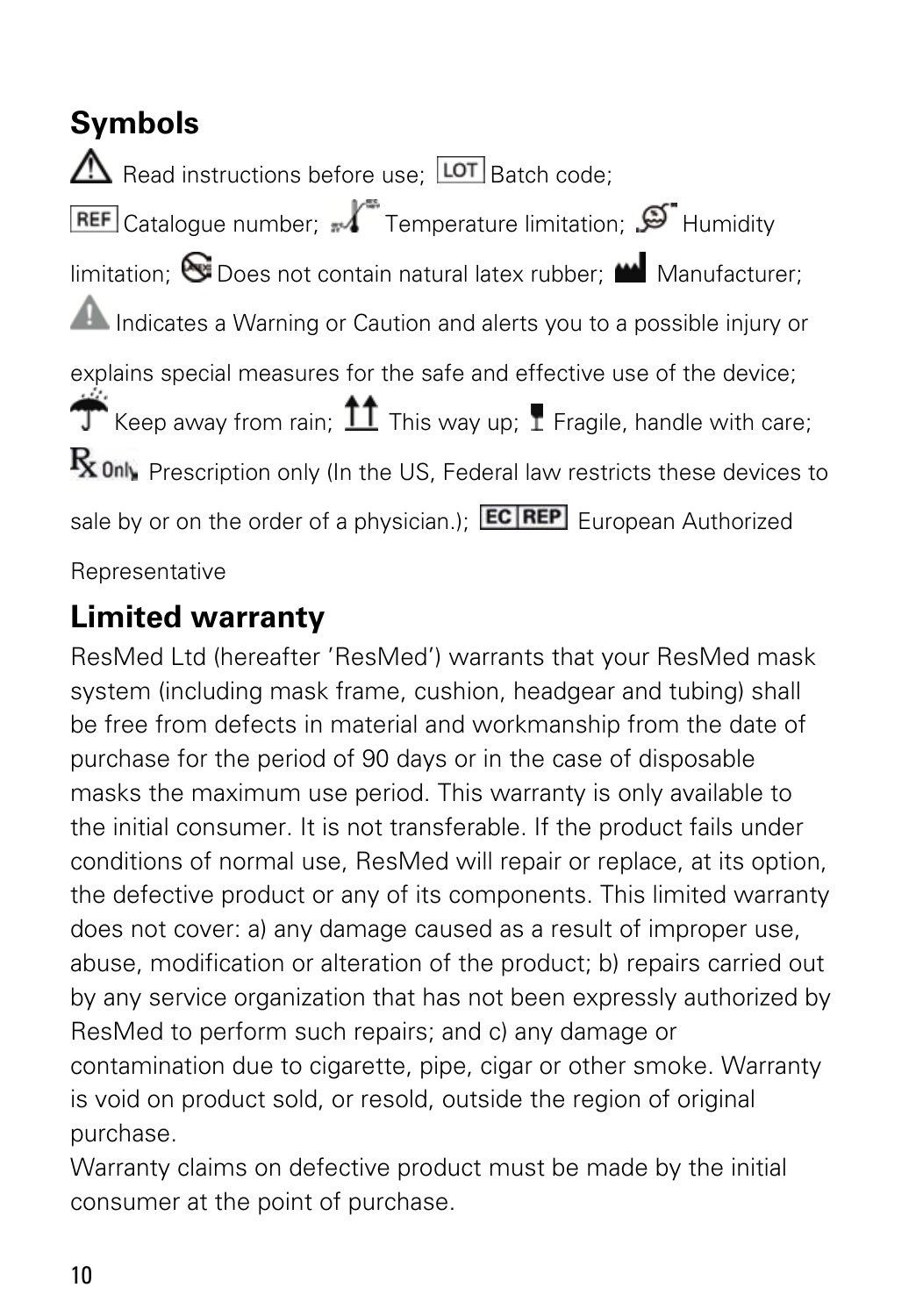## Symbols

Read instructions before use; LOT Batch code; REF Catalogue number; Temperature limitation; Humidity limitation; Does not contain natural latex rubber; Manufacturer; Indicates a Warning or Caution and alerts you to a possible injury or explains special measures for the safe and effective use of the device; Keep away from rain; This way up; Fragile, handle with care; Rx Only Prescription only (In the US, Federal law restricts these devices to sale by or on the order of a physician.); EC REP European Authorized Representative

## Limited warranty

ResMed Ltd (hereafter 'ResMed') warrants that your ResMed mask system (including mask frame, cushion, headgear and tubing) shall be free from defects in material and workmanship from the date of purchase for the period of 90 days or in the case of disposable masks the maximum use period. This warranty is only available to the initial consumer. It is not transferable. If the product fails under conditions of normal use, ResMed will repair or replace, at its option, the defective product or any of its components. This limited warranty does not cover: a) any damage caused as a result of improper use, abuse, modification or alteration of the product; b) repairs carried out by any service organization that has not been expressly authorized by ResMed to perform such repairs; and c) any damage or contamination due to cigarette, pipe, cigar or other smoke. Warranty is void on product sold, or resold, outside the region of original purchase.
Warranty claims on defective product must be made by the initial consumer at the point of purchase.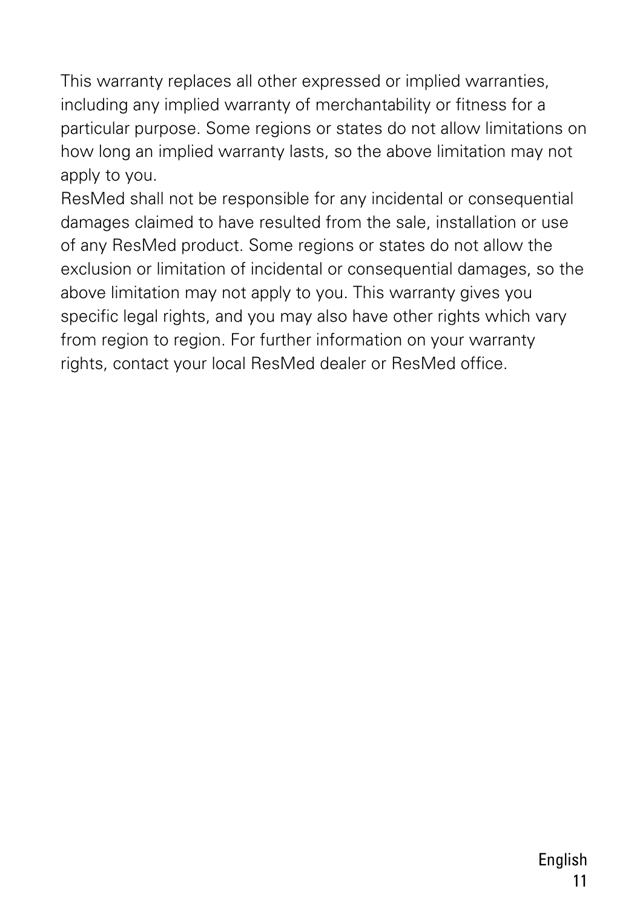This warranty replaces all other expressed or implied warranties, including any implied warranty of merchantability or fitness for a particular purpose. Some regions or states do not allow limitations on how long an implied warranty lasts, so the above limitation may not apply to you.

ResMed shall not be responsible for any incidental or consequential damages claimed to have resulted from the sale, installation or use of any ResMed product. Some regions or states do not allow the exclusion or limitation of incidental or consequential damages, so the above limitation may not apply to you. This warranty gives you specific legal rights, and you may also have other rights which vary from region to region. For further information on your warranty rights, contact your local ResMed dealer or ResMed office.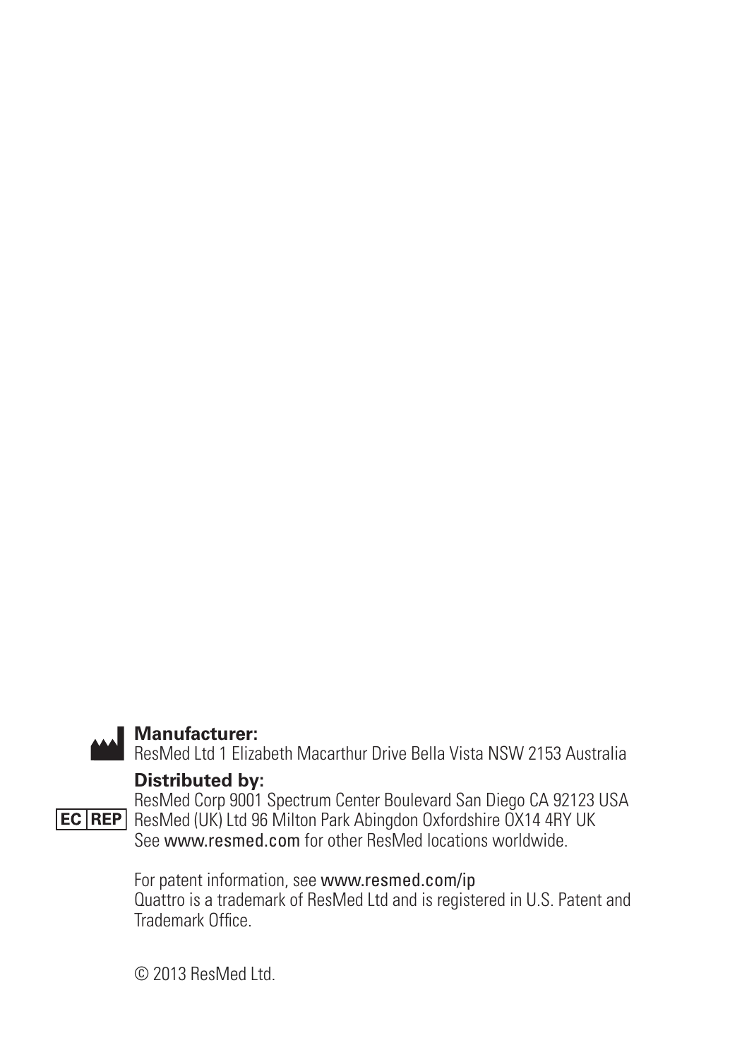**Manufacturer:**
ResMed Ltd 1 Elizabeth Macarthur Drive Bella Vista NSW 2153 Australia

**Distributed by:**
ResMed Corp 9001 Spectrum Center Boulevard San Diego CA 92123 USA
EC REP ResMed (UK) Ltd 96 Milton Park Abingdon Oxfordshire OX14 4RY UK
See www.resmed.com for other ResMed locations worldwide.

For patent information, see www.resmed.com/ip
Quattro is a trademark of ResMed Ltd and is registered in U.S. Patent and Trademark Office.

© 2013 ResMed Ltd.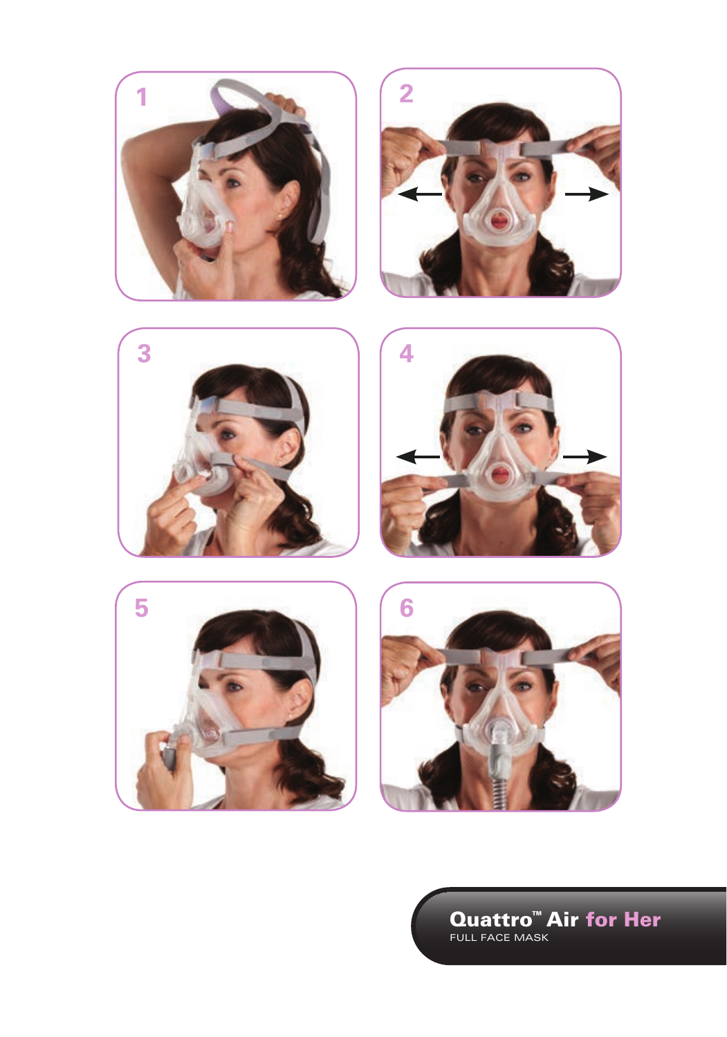1

2

3

4

5

6

**Quattro™ Air for Her**
FULL FACE MASK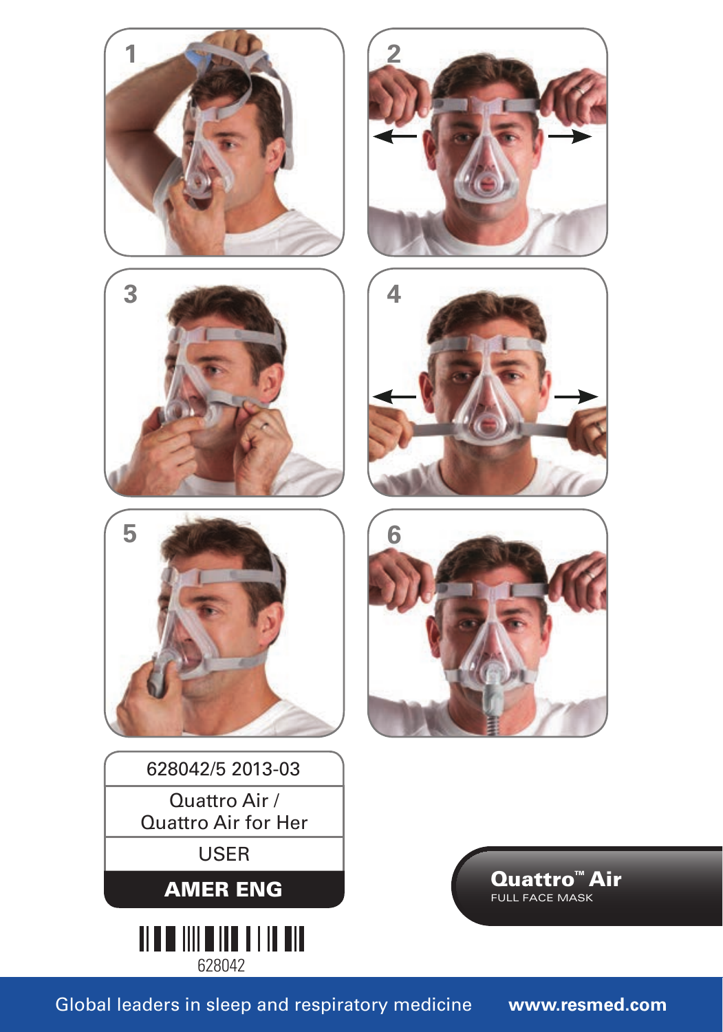1

2

3

4

5

6

| |
|---|
| 628042/5 2013-03 |
| Quattro Air / Quattro Air for Her |
| USER |
| **AMER ENG** |

628042

**Quattro™ Air**
FULL FACE MASK

Global leaders in sleep and respiratory medicine **www.resmed.com**